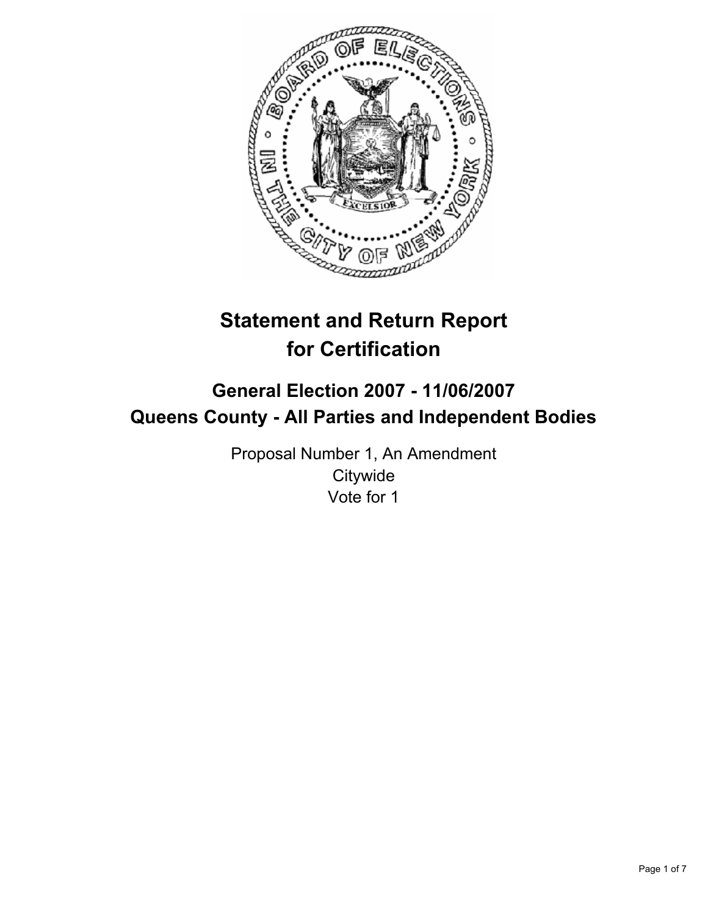# Statement and Return Report for Certification

## General Election 2007 - 11/06/2007

## Queens County - All Parties and Independent Bodies

Proposal Number 1, An Amendment
Citywide
Vote for 1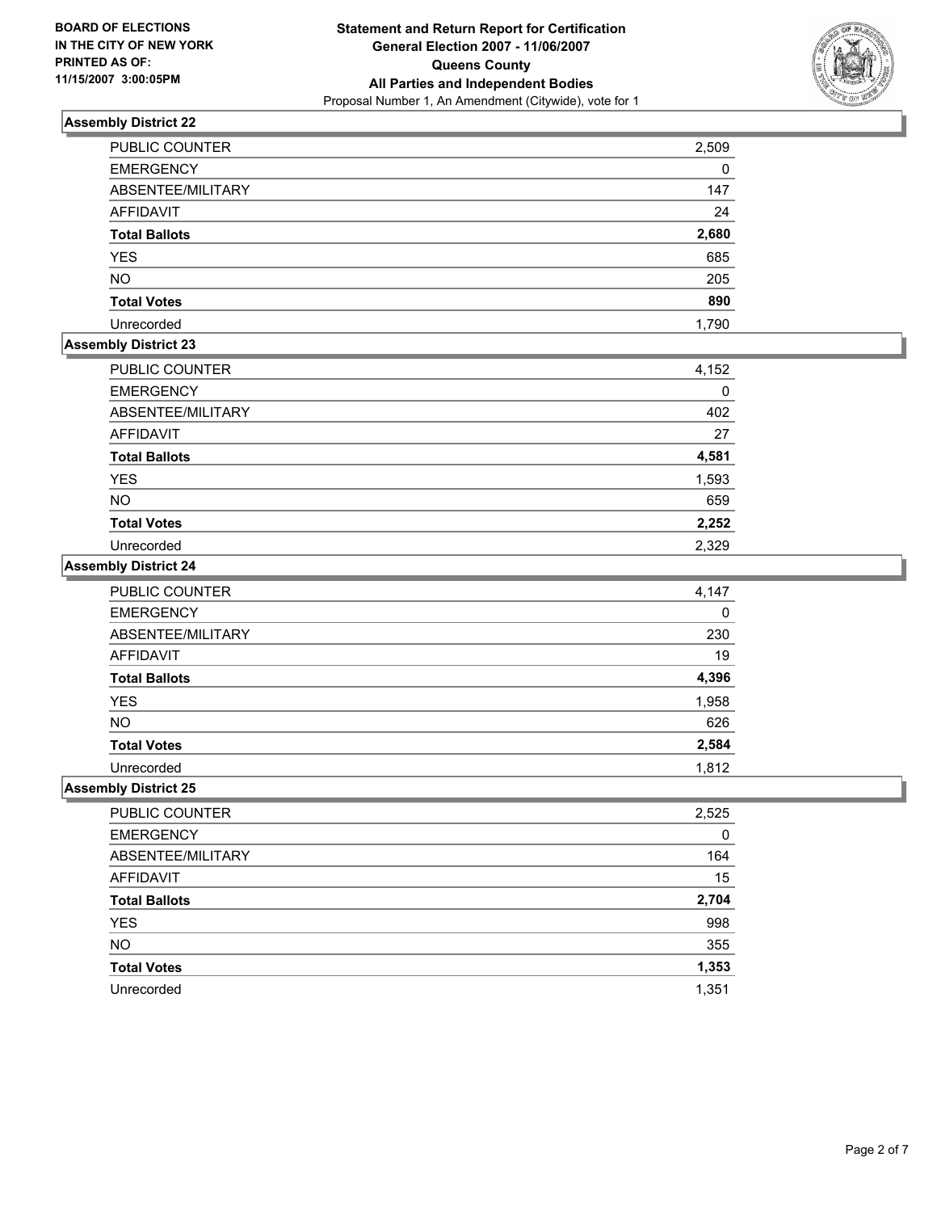**BOARD OF ELECTIONS IN THE CITY OF NEW YORK PRINTED AS OF: 11/15/2007 3:00:05PM**

# Statement and Return Report for Certification
## General Election 2007 - 11/06/2007
## Queens County
## All Parties and Independent Bodies
Proposal Number 1, An Amendment (Citywide), vote for 1

### Assembly District 22

| | |
|---|---|
| PUBLIC COUNTER | 2,509 |
| EMERGENCY | 0 |
| ABSENTEE/MILITARY | 147 |
| AFFIDAVIT | 24 |
| **Total Ballots** | **2,680** |
| YES | 685 |
| NO | 205 |
| **Total Votes** | **890** |
| Unrecorded | 1,790 |

### Assembly District 23

| | |
|---|---|
| PUBLIC COUNTER | 4,152 |
| EMERGENCY | 0 |
| ABSENTEE/MILITARY | 402 |
| AFFIDAVIT | 27 |
| **Total Ballots** | **4,581** |
| YES | 1,593 |
| NO | 659 |
| **Total Votes** | **2,252** |
| Unrecorded | 2,329 |

### Assembly District 24

| | |
|---|---|
| PUBLIC COUNTER | 4,147 |
| EMERGENCY | 0 |
| ABSENTEE/MILITARY | 230 |
| AFFIDAVIT | 19 |
| **Total Ballots** | **4,396** |
| YES | 1,958 |
| NO | 626 |
| **Total Votes** | **2,584** |
| Unrecorded | 1,812 |

### Assembly District 25

| | |
|---|---|
| PUBLIC COUNTER | 2,525 |
| EMERGENCY | 0 |
| ABSENTEE/MILITARY | 164 |
| AFFIDAVIT | 15 |
| **Total Ballots** | **2,704** |
| YES | 998 |
| NO | 355 |
| **Total Votes** | **1,353** |
| Unrecorded | 1,351 |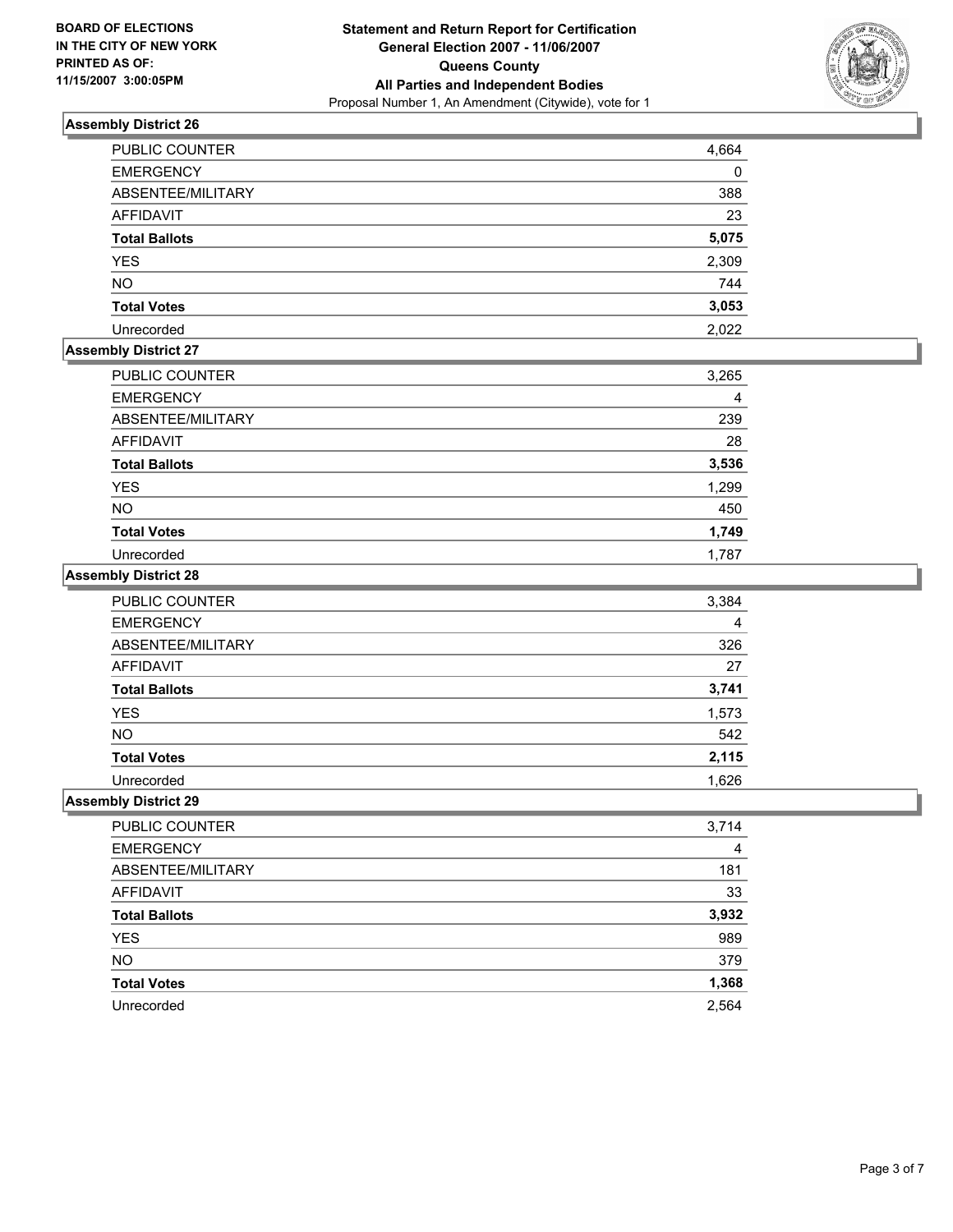**BOARD OF ELECTIONS IN THE CITY OF NEW YORK PRINTED AS OF: 11/15/2007 3:00:05PM**

# Statement and Return Report for Certification
## General Election 2007 - 11/06/2007
## Queens County
## All Parties and Independent Bodies
Proposal Number 1, An Amendment (Citywide), vote for 1

### Assembly District 26

| | |
|---|---|
| PUBLIC COUNTER | 4,664 |
| EMERGENCY | 0 |
| ABSENTEE/MILITARY | 388 |
| AFFIDAVIT | 23 |
| **Total Ballots** | **5,075** |
| YES | 2,309 |
| NO | 744 |
| **Total Votes** | **3,053** |
| Unrecorded | 2,022 |

### Assembly District 27

| | |
|---|---|
| PUBLIC COUNTER | 3,265 |
| EMERGENCY | 4 |
| ABSENTEE/MILITARY | 239 |
| AFFIDAVIT | 28 |
| **Total Ballots** | **3,536** |
| YES | 1,299 |
| NO | 450 |
| **Total Votes** | **1,749** |
| Unrecorded | 1,787 |

### Assembly District 28

| | |
|---|---|
| PUBLIC COUNTER | 3,384 |
| EMERGENCY | 4 |
| ABSENTEE/MILITARY | 326 |
| AFFIDAVIT | 27 |
| **Total Ballots** | **3,741** |
| YES | 1,573 |
| NO | 542 |
| **Total Votes** | **2,115** |
| Unrecorded | 1,626 |

### Assembly District 29

| | |
|---|---|
| PUBLIC COUNTER | 3,714 |
| EMERGENCY | 4 |
| ABSENTEE/MILITARY | 181 |
| AFFIDAVIT | 33 |
| **Total Ballots** | **3,932** |
| YES | 989 |
| NO | 379 |
| **Total Votes** | **1,368** |
| Unrecorded | 2,564 |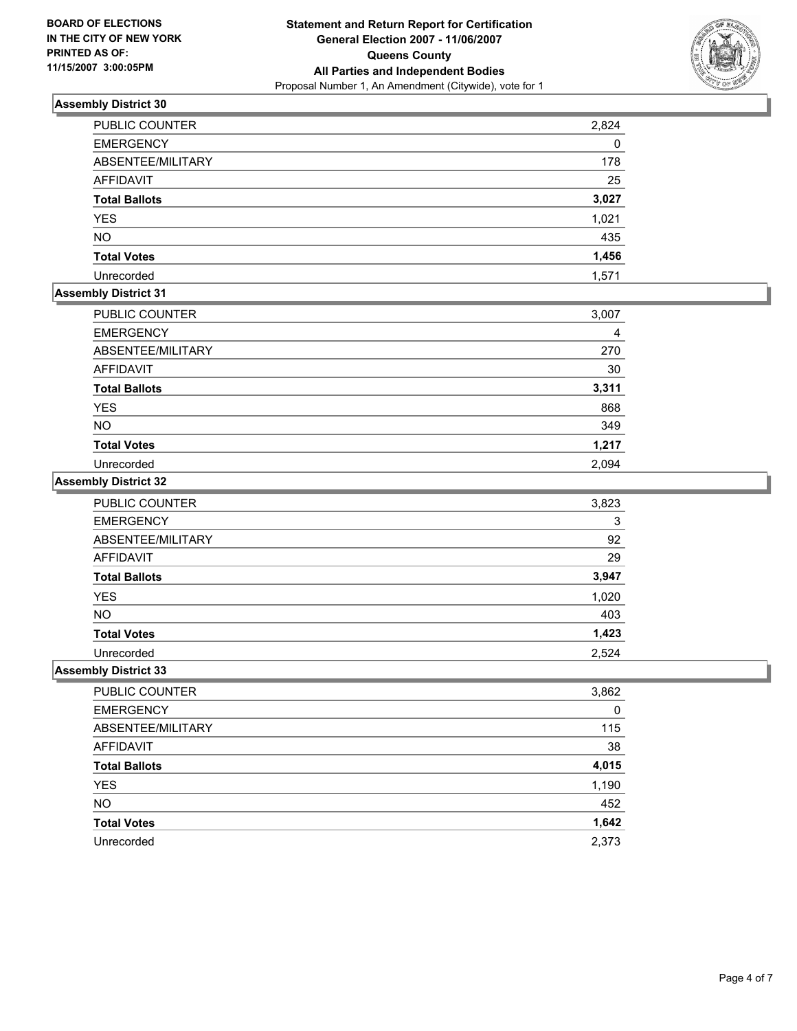**BOARD OF ELECTIONS**
**IN THE CITY OF NEW YORK**
**PRINTED AS OF:**
**11/15/2007 3:00:05PM**

# Statement and Return Report for Certification
## General Election 2007 - 11/06/2007
## Queens County
## All Parties and Independent Bodies

Proposal Number 1, An Amendment (Citywide), vote for 1

### Assembly District 30

| | |
|---|---|
| PUBLIC COUNTER | 2,824 |
| EMERGENCY | 0 |
| ABSENTEE/MILITARY | 178 |
| AFFIDAVIT | 25 |
| **Total Ballots** | **3,027** |
| YES | 1,021 |
| NO | 435 |
| **Total Votes** | **1,456** |
| Unrecorded | 1,571 |

### Assembly District 31

| | |
|---|---|
| PUBLIC COUNTER | 3,007 |
| EMERGENCY | 4 |
| ABSENTEE/MILITARY | 270 |
| AFFIDAVIT | 30 |
| **Total Ballots** | **3,311** |
| YES | 868 |
| NO | 349 |
| **Total Votes** | **1,217** |
| Unrecorded | 2,094 |

### Assembly District 32

| | |
|---|---|
| PUBLIC COUNTER | 3,823 |
| EMERGENCY | 3 |
| ABSENTEE/MILITARY | 92 |
| AFFIDAVIT | 29 |
| **Total Ballots** | **3,947** |
| YES | 1,020 |
| NO | 403 |
| **Total Votes** | **1,423** |
| Unrecorded | 2,524 |

### Assembly District 33

| | |
|---|---|
| PUBLIC COUNTER | 3,862 |
| EMERGENCY | 0 |
| ABSENTEE/MILITARY | 115 |
| AFFIDAVIT | 38 |
| **Total Ballots** | **4,015** |
| YES | 1,190 |
| NO | 452 |
| **Total Votes** | **1,642** |
| Unrecorded | 2,373 |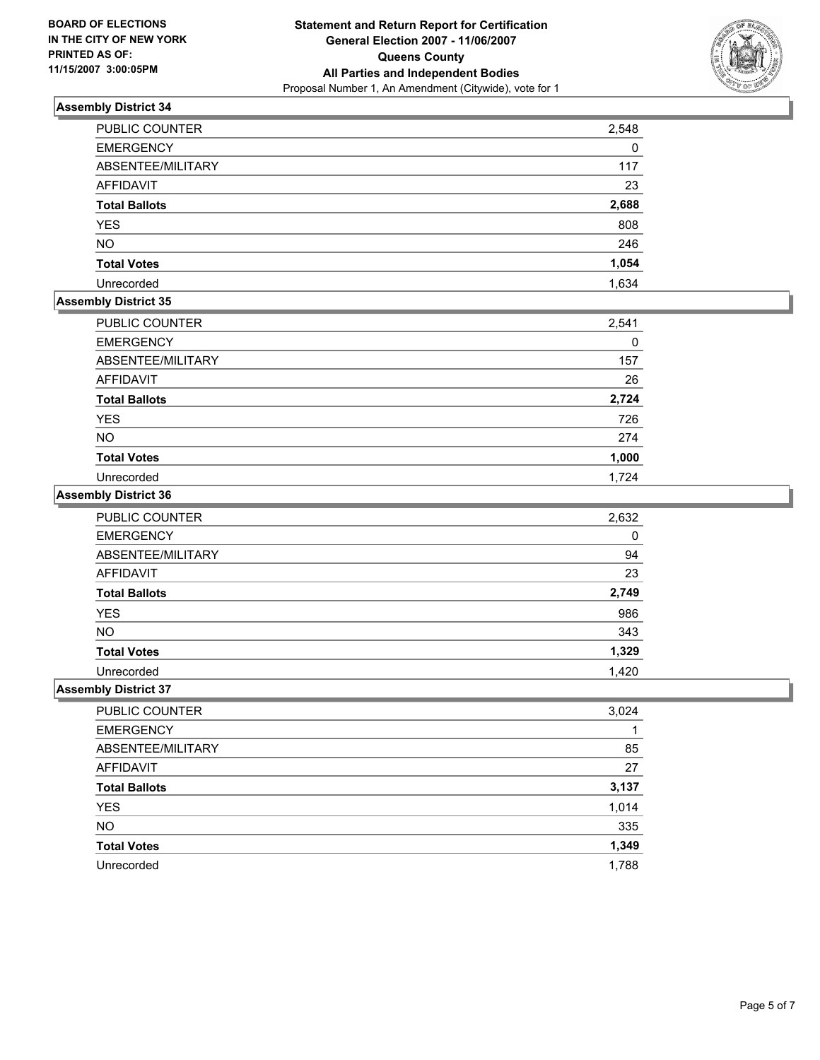BOARD OF ELECTIONS
IN THE CITY OF NEW YORK
PRINTED AS OF:
11/15/2007 3:00:05PM

**Statement and Return Report for Certification**
**General Election 2007 - 11/06/2007**
**Queens County**
**All Parties and Independent Bodies**
Proposal Number 1, An Amendment (Citywide), vote for 1

### Assembly District 34

| | |
|---|---|
| PUBLIC COUNTER | 2,548 |
| EMERGENCY | 0 |
| ABSENTEE/MILITARY | 117 |
| AFFIDAVIT | 23 |
| **Total Ballots** | **2,688** |
| YES | 808 |
| NO | 246 |
| **Total Votes** | **1,054** |
| Unrecorded | 1,634 |

### Assembly District 35

| | |
|---|---|
| PUBLIC COUNTER | 2,541 |
| EMERGENCY | 0 |
| ABSENTEE/MILITARY | 157 |
| AFFIDAVIT | 26 |
| **Total Ballots** | **2,724** |
| YES | 726 |
| NO | 274 |
| **Total Votes** | **1,000** |
| Unrecorded | 1,724 |

### Assembly District 36

| | |
|---|---|
| PUBLIC COUNTER | 2,632 |
| EMERGENCY | 0 |
| ABSENTEE/MILITARY | 94 |
| AFFIDAVIT | 23 |
| **Total Ballots** | **2,749** |
| YES | 986 |
| NO | 343 |
| **Total Votes** | **1,329** |
| Unrecorded | 1,420 |

### Assembly District 37

| | |
|---|---|
| PUBLIC COUNTER | 3,024 |
| EMERGENCY | 1 |
| ABSENTEE/MILITARY | 85 |
| AFFIDAVIT | 27 |
| **Total Ballots** | **3,137** |
| YES | 1,014 |
| NO | 335 |
| **Total Votes** | **1,349** |
| Unrecorded | 1,788 |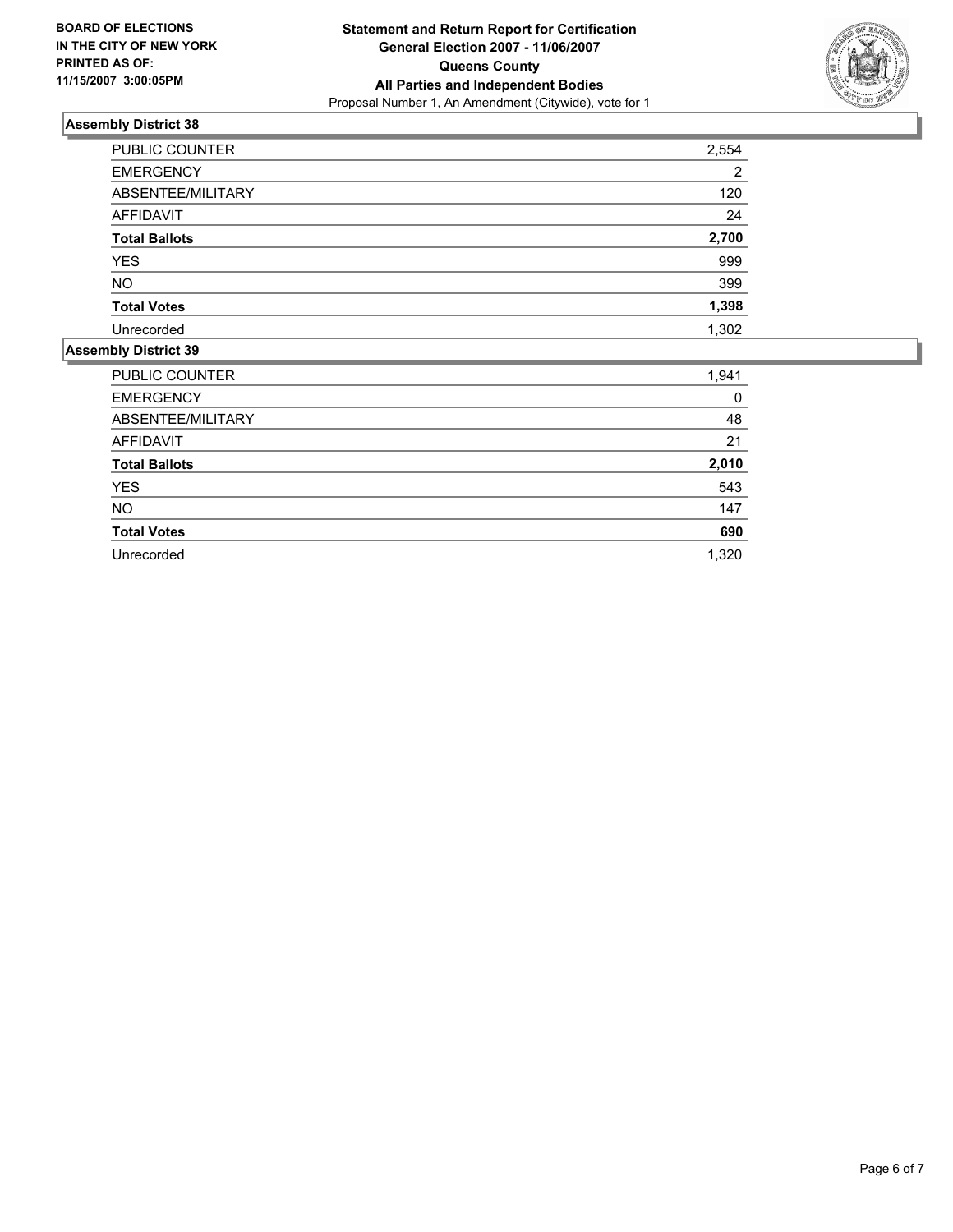**BOARD OF ELECTIONS IN THE CITY OF NEW YORK PRINTED AS OF: 11/15/2007 3:00:05PM**

# Statement and Return Report for Certification
## General Election 2007 - 11/06/2007
## Queens County
## All Parties and Independent Bodies
Proposal Number 1, An Amendment (Citywide), vote for 1

### Assembly District 38

| | |
|---|---|
| PUBLIC COUNTER | 2,554 |
| EMERGENCY | 2 |
| ABSENTEE/MILITARY | 120 |
| AFFIDAVIT | 24 |
| **Total Ballots** | **2,700** |
| YES | 999 |
| NO | 399 |
| **Total Votes** | **1,398** |
| Unrecorded | 1,302 |

### Assembly District 39

| | |
|---|---|
| PUBLIC COUNTER | 1,941 |
| EMERGENCY | 0 |
| ABSENTEE/MILITARY | 48 |
| AFFIDAVIT | 21 |
| **Total Ballots** | **2,010** |
| YES | 543 |
| NO | 147 |
| **Total Votes** | **690** |
| Unrecorded | 1,320 |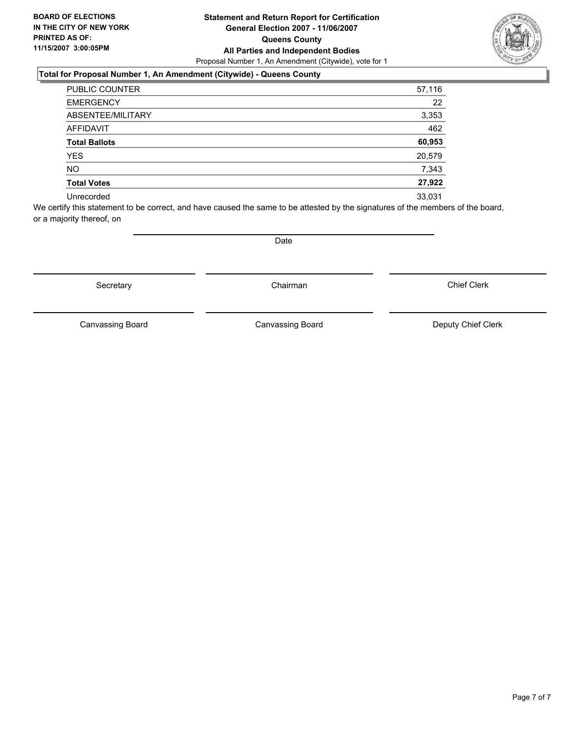**BOARD OF ELECTIONS IN THE CITY OF NEW YORK PRINTED AS OF: 11/15/2007 3:00:05PM**

**Statement and Return Report for Certification**
**General Election 2007 - 11/06/2007**
**Queens County**
**All Parties and Independent Bodies**
Proposal Number 1, An Amendment (Citywide), vote for 1

**Total for Proposal Number 1, An Amendment (Citywide) - Queens County**

| | |
|---|---|
| PUBLIC COUNTER | 57,116 |
| EMERGENCY | 22 |
| ABSENTEE/MILITARY | 3,353 |
| AFFIDAVIT | 462 |
| **Total Ballots** | **60,953** |
| YES | 20,579 |
| NO | 7,343 |
| **Total Votes** | **27,922** |
| Unrecorded | 33,031 |

We certify this statement to be correct, and have caused the same to be attested by the signatures of the members of the board, or a majority thereof, on

Date

Secretary | Chairman | Chief Clerk

Canvassing Board | Canvassing Board | Deputy Chief Clerk